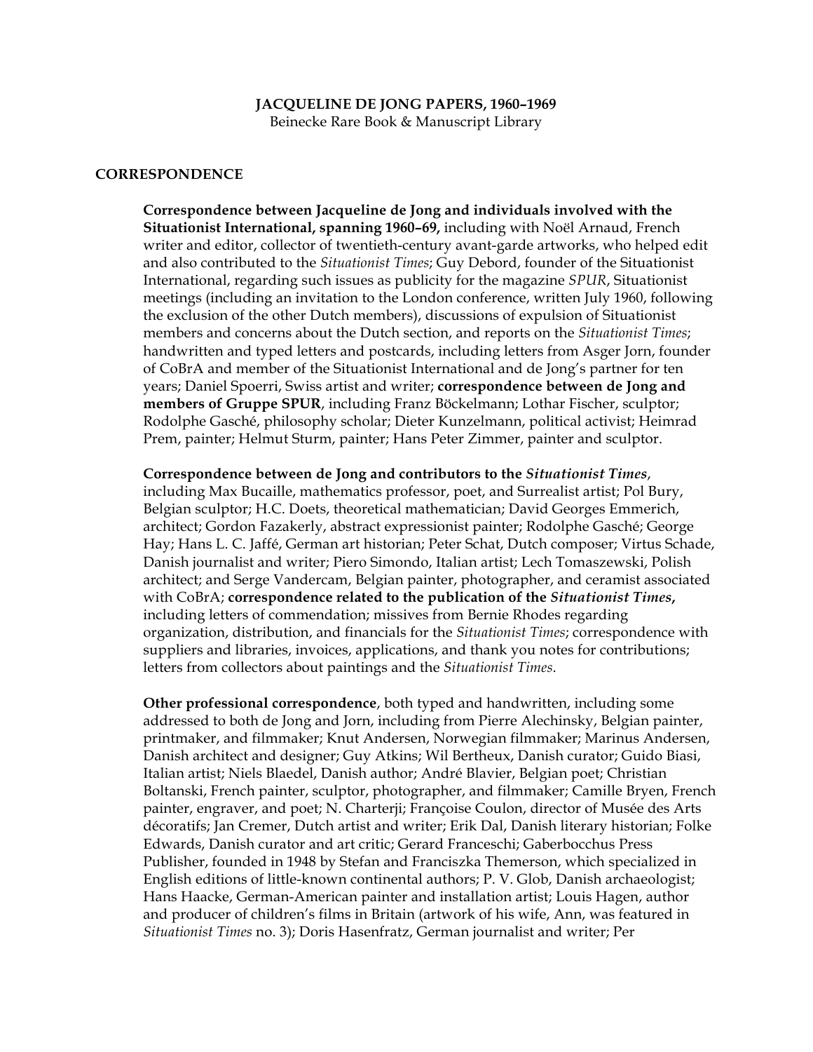# JACQUELINE DE JONG PAPERS, 1960–1969

Beinecke Rare Book & Manuscript Library

## CORRESPONDENCE

**Correspondence between Jacqueline de Jong and individuals involved with the Situationist International, spanning 1960–69,** including with Noël Arnaud, French writer and editor, collector of twentieth-century avant-garde artworks, who helped edit and also contributed to the *Situationist Times*; Guy Debord, founder of the Situationist International, regarding such issues as publicity for the magazine *SPUR*, Situationist meetings (including an invitation to the London conference, written July 1960, following the exclusion of the other Dutch members), discussions of expulsion of Situationist members and concerns about the Dutch section, and reports on the *Situationist Times*; handwritten and typed letters and postcards, including letters from Asger Jorn, founder of CoBrA and member of the Situationist International and de Jong's partner for ten years; Daniel Spoerri, Swiss artist and writer; **correspondence between de Jong and members of Gruppe SPUR**, including Franz Böckelmann; Lothar Fischer, sculptor; Rodolphe Gasché, philosophy scholar; Dieter Kunzelmann, political activist; Heimrad Prem, painter; Helmut Sturm, painter; Hans Peter Zimmer, painter and sculptor.

**Correspondence between de Jong and contributors to the *Situationist Times*,** including Max Bucaille, mathematics professor, poet, and Surrealist artist; Pol Bury, Belgian sculptor; H.C. Doets, theoretical mathematician; David Georges Emmerich, architect; Gordon Fazakerly, abstract expressionist painter; Rodolphe Gasché; George Hay; Hans L. C. Jaffé, German art historian; Peter Schat, Dutch composer; Virtus Schade, Danish journalist and writer; Piero Simondo, Italian artist; Lech Tomaszewski, Polish architect; and Serge Vandercam, Belgian painter, photographer, and ceramist associated with CoBrA; **correspondence related to the publication of the *Situationist Times*,** including letters of commendation; missives from Bernie Rhodes regarding organization, distribution, and financials for the *Situationist Times*; correspondence with suppliers and libraries, invoices, applications, and thank you notes for contributions; letters from collectors about paintings and the *Situationist Times*.

**Other professional correspondence**, both typed and handwritten, including some addressed to both de Jong and Jorn, including from Pierre Alechinsky, Belgian painter, printmaker, and filmmaker; Knut Andersen, Norwegian filmmaker; Marinus Andersen, Danish architect and designer; Guy Atkins; Wil Bertheux, Danish curator; Guido Biasi, Italian artist; Niels Blaedel, Danish author; André Blavier, Belgian poet; Christian Boltanski, French painter, sculptor, photographer, and filmmaker; Camille Bryen, French painter, engraver, and poet; N. Charterji; Françoise Coulon, director of Musée des Arts décoratifs; Jan Cremer, Dutch artist and writer; Erik Dal, Danish literary historian; Folke Edwards, Danish curator and art critic; Gerard Franceschi; Gaberbocchus Press Publisher, founded in 1948 by Stefan and Franciszka Themerson, which specialized in English editions of little-known continental authors; P. V. Glob, Danish archaeologist; Hans Haacke, German-American painter and installation artist; Louis Hagen, author and producer of children's films in Britain (artwork of his wife, Ann, was featured in *Situationist Times* no. 3); Doris Hasenfratz, German journalist and writer; Per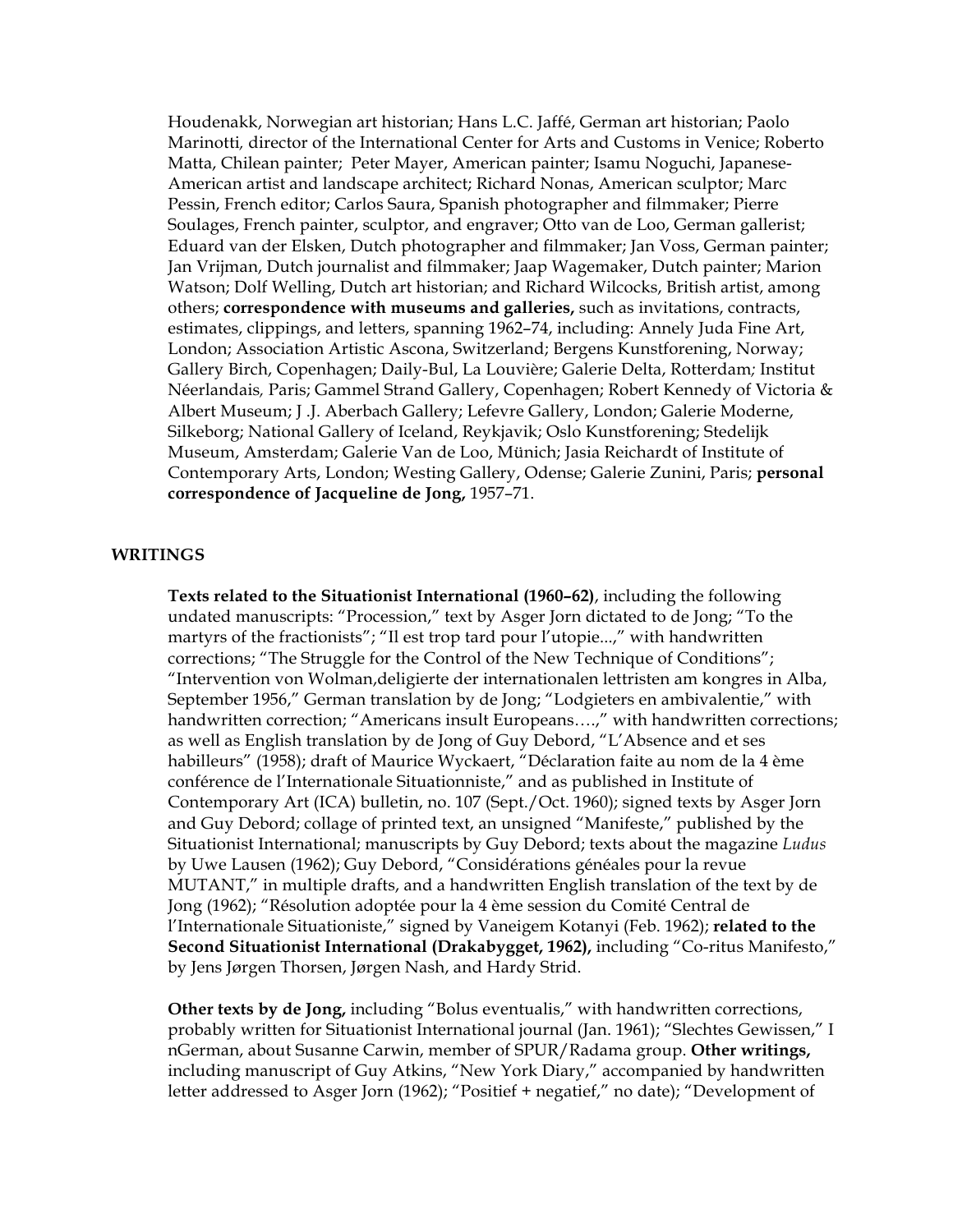Houdenakk, Norwegian art historian; Hans L.C. Jaffé, German art historian; Paolo Marinotti, director of the International Center for Arts and Customs in Venice; Roberto Matta, Chilean painter; Peter Mayer, American painter; Isamu Noguchi, Japanese-American artist and landscape architect; Richard Nonas, American sculptor; Marc Pessin, French editor; Carlos Saura, Spanish photographer and filmmaker; Pierre Soulages, French painter, sculptor, and engraver; Otto van de Loo, German gallerist; Eduard van der Elsken, Dutch photographer and filmmaker; Jan Voss, German painter; Jan Vrijman, Dutch journalist and filmmaker; Jaap Wagemaker, Dutch painter; Marion Watson; Dolf Welling, Dutch art historian; and Richard Wilcocks, British artist, among others; **correspondence with museums and galleries,** such as invitations, contracts, estimates, clippings, and letters, spanning 1962–74, including: Annely Juda Fine Art, London; Association Artistic Ascona, Switzerland; Bergens Kunstforening, Norway; Gallery Birch, Copenhagen; Daily-Bul, La Louvière; Galerie Delta, Rotterdam; Institut Néerlandais, Paris; Gammel Strand Gallery, Copenhagen; Robert Kennedy of Victoria & Albert Museum; J .J. Aberbach Gallery; Lefevre Gallery, London; Galerie Moderne, Silkeborg; National Gallery of Iceland, Reykjavik; Oslo Kunstforening; Stedelijk Museum, Amsterdam; Galerie Van de Loo, Münich; Jasia Reichardt of Institute of Contemporary Arts, London; Westing Gallery, Odense; Galerie Zunini, Paris; **personal correspondence of Jacqueline de Jong,** 1957–71.

## WRITINGS

**Texts related to the Situationist International (1960–62)**, including the following undated manuscripts: "Procession," text by Asger Jorn dictated to de Jong; "To the martyrs of the fractionists"; "Il est trop tard pour l'utopie...," with handwritten corrections; "The Struggle for the Control of the New Technique of Conditions"; "Intervention von Wolman,deligierte der internationalen lettristen am kongres in Alba, September 1956," German translation by de Jong; "Lodgieters en ambivalentie," with handwritten correction; "Americans insult Europeans….," with handwritten corrections; as well as English translation by de Jong of Guy Debord, "L'Absence and et ses habilleurs" (1958); draft of Maurice Wyckaert, "Déclaration faite au nom de la 4 ème conférence de l'Internationale Situationniste," and as published in Institute of Contemporary Art (ICA) bulletin, no. 107 (Sept./Oct. 1960); signed texts by Asger Jorn and Guy Debord; collage of printed text, an unsigned "Manifeste," published by the Situationist International; manuscripts by Guy Debord; texts about the magazine *Ludus* by Uwe Lausen (1962); Guy Debord, "Considérations généales pour la revue MUTANT," in multiple drafts, and a handwritten English translation of the text by de Jong (1962); "Résolution adoptée pour la 4 ème session du Comité Central de l'Internationale Situationiste," signed by Vaneigem Kotanyi (Feb. 1962); **related to the Second Situationist International (Drakabygget, 1962),** including "Co-ritus Manifesto," by Jens Jørgen Thorsen, Jørgen Nash, and Hardy Strid.

**Other texts by de Jong,** including "Bolus eventualis," with handwritten corrections, probably written for Situationist International journal (Jan. 1961); "Slechtes Gewissen," I nGerman, about Susanne Carwin, member of SPUR/Radama group. **Other writings,** including manuscript of Guy Atkins, "New York Diary," accompanied by handwritten letter addressed to Asger Jorn (1962); "Positief + negatief," no date); "Development of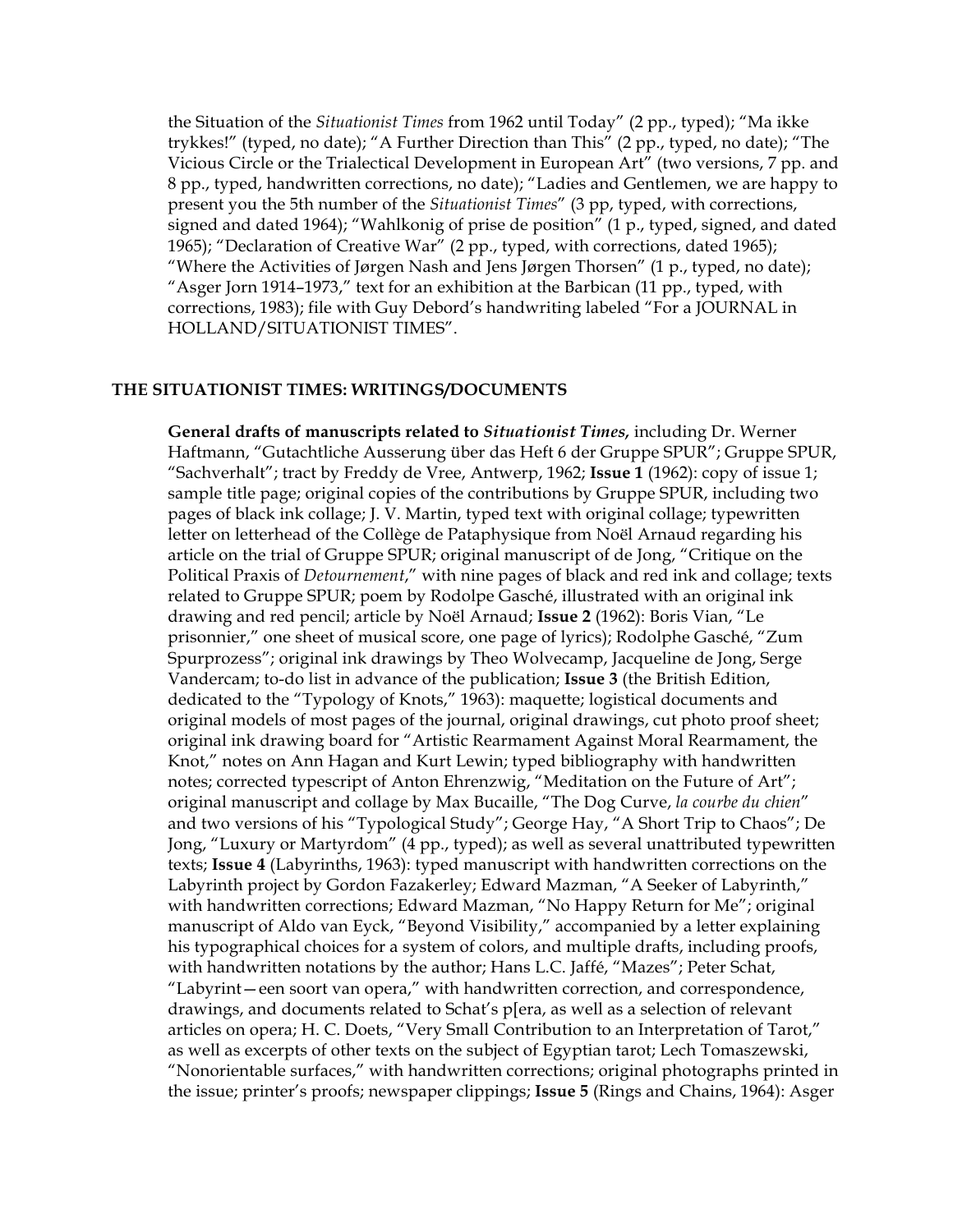the Situation of the *Situationist Times* from 1962 until Today" (2 pp., typed); "Ma ikke trykkes!" (typed, no date); "A Further Direction than This" (2 pp., typed, no date); "The Vicious Circle or the Trialectical Development in European Art" (two versions, 7 pp. and 8 pp., typed, handwritten corrections, no date); "Ladies and Gentlemen, we are happy to present you the 5th number of the *Situationist Times*" (3 pp, typed, with corrections, signed and dated 1964); "Wahlkonig of prise de position" (1 p., typed, signed, and dated 1965); "Declaration of Creative War" (2 pp., typed, with corrections, dated 1965); "Where the Activities of Jørgen Nash and Jens Jørgen Thorsen" (1 p., typed, no date); "Asger Jorn 1914–1973," text for an exhibition at the Barbican (11 pp., typed, with corrections, 1983); file with Guy Debord's handwriting labeled "For a JOURNAL in HOLLAND/SITUATIONIST TIMES".

## THE SITUATIONIST TIMES: WRITINGS/DOCUMENTS

**General drafts of manuscripts related to *Situationist Times*,** including Dr. Werner Haftmann, "Gutachtliche Ausserung über das Heft 6 der Gruppe SPUR"; Gruppe SPUR, "Sachverhalt"; tract by Freddy de Vree, Antwerp, 1962; **Issue 1** (1962): copy of issue 1; sample title page; original copies of the contributions by Gruppe SPUR, including two pages of black ink collage; J. V. Martin, typed text with original collage; typewritten letter on letterhead of the Collège de Pataphysique from Noël Arnaud regarding his article on the trial of Gruppe SPUR; original manuscript of de Jong, "Critique on the Political Praxis of *Detournement*," with nine pages of black and red ink and collage; texts related to Gruppe SPUR; poem by Rodolpe Gasché, illustrated with an original ink drawing and red pencil; article by Noël Arnaud; **Issue 2** (1962): Boris Vian, "Le prisonnier," one sheet of musical score, one page of lyrics); Rodolphe Gasché, "Zum Spurprozess"; original ink drawings by Theo Wolvecamp, Jacqueline de Jong, Serge Vandercam; to-do list in advance of the publication; **Issue 3** (the British Edition, dedicated to the "Typology of Knots," 1963): maquette; logistical documents and original models of most pages of the journal, original drawings, cut photo proof sheet; original ink drawing board for "Artistic Rearmament Against Moral Rearmament, the Knot," notes on Ann Hagan and Kurt Lewin; typed bibliography with handwritten notes; corrected typescript of Anton Ehrenzwig, "Meditation on the Future of Art"; original manuscript and collage by Max Bucaille, "The Dog Curve, *la courbe du chien*" and two versions of his "Typological Study"; George Hay, "A Short Trip to Chaos"; De Jong, "Luxury or Martyrdom" (4 pp., typed); as well as several unattributed typewritten texts; **Issue 4** (Labyrinths, 1963): typed manuscript with handwritten corrections on the Labyrinth project by Gordon Fazakerley; Edward Mazman, "A Seeker of Labyrinth," with handwritten corrections; Edward Mazman, "No Happy Return for Me"; original manuscript of Aldo van Eyck, "Beyond Visibility," accompanied by a letter explaining his typographical choices for a system of colors, and multiple drafts, including proofs, with handwritten notations by the author; Hans L.C. Jaffé, "Mazes"; Peter Schat, "Labyrint—een soort van opera," with handwritten correction, and correspondence, drawings, and documents related to Schat's p[era, as well as a selection of relevant articles on opera; H. C. Doets, "Very Small Contribution to an Interpretation of Tarot," as well as excerpts of other texts on the subject of Egyptian tarot; Lech Tomaszewski, "Nonorientable surfaces," with handwritten corrections; original photographs printed in the issue; printer's proofs; newspaper clippings; **Issue 5** (Rings and Chains, 1964): Asger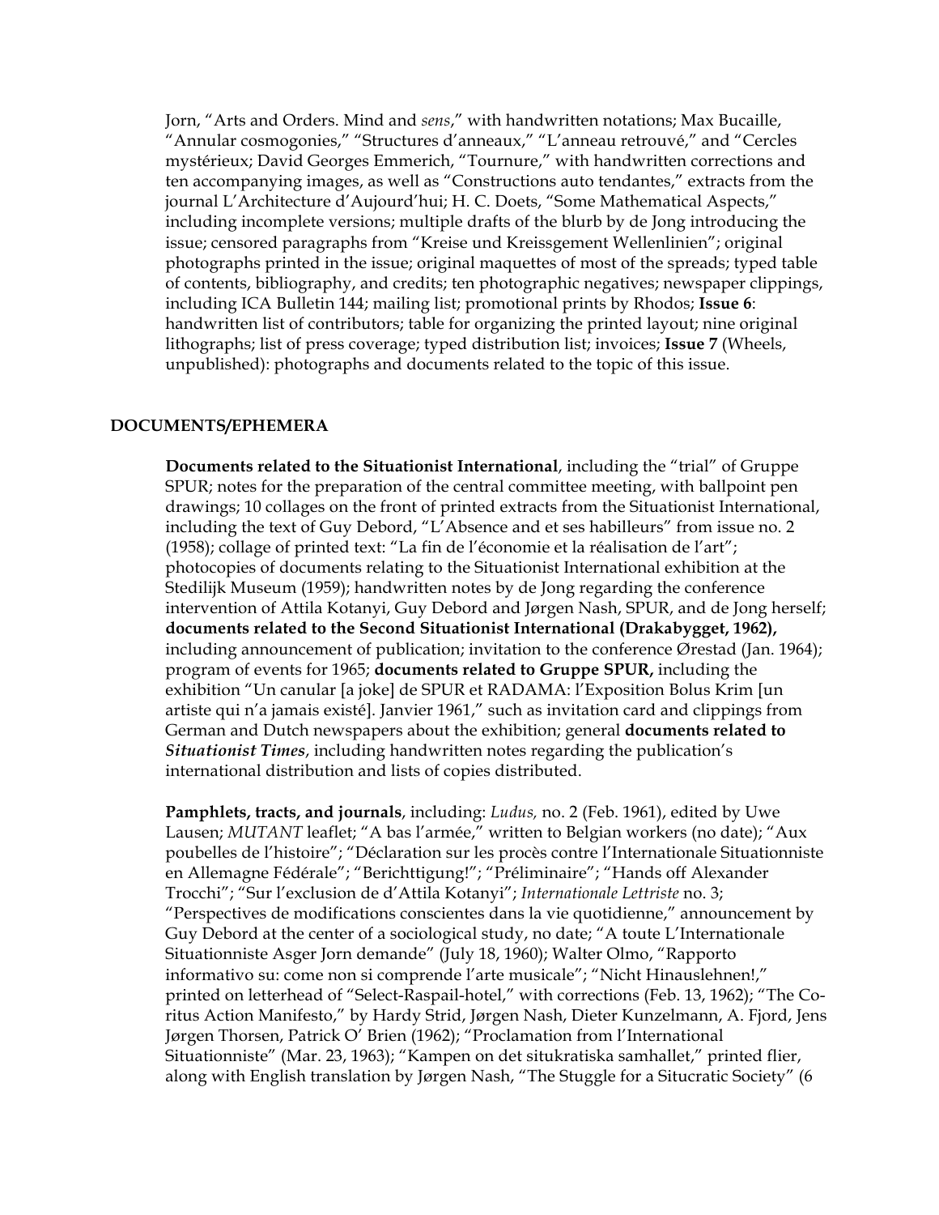Jorn, "Arts and Orders. Mind and *sens*," with handwritten notations; Max Bucaille, "Annular cosmogonies," "Structures d'anneaux," "L'anneau retrouvé," and "Cercles mystérieux; David Georges Emmerich, "Tournure," with handwritten corrections and ten accompanying images, as well as "Constructions auto tendantes," extracts from the journal L'Architecture d'Aujourd'hui; H. C. Doets, "Some Mathematical Aspects," including incomplete versions; multiple drafts of the blurb by de Jong introducing the issue; censored paragraphs from "Kreise und Kreissgement Wellenlinien"; original photographs printed in the issue; original maquettes of most of the spreads; typed table of contents, bibliography, and credits; ten photographic negatives; newspaper clippings, including ICA Bulletin 144; mailing list; promotional prints by Rhodos; **Issue 6**: handwritten list of contributors; table for organizing the printed layout; nine original lithographs; list of press coverage; typed distribution list; invoices; **Issue 7** (Wheels, unpublished): photographs and documents related to the topic of this issue.

## DOCUMENTS/EPHEMERA

**Documents related to the Situationist International**, including the "trial" of Gruppe SPUR; notes for the preparation of the central committee meeting, with ballpoint pen drawings; 10 collages on the front of printed extracts from the Situationist International, including the text of Guy Debord, "L'Absence and et ses habilleurs" from issue no. 2 (1958); collage of printed text: "La fin de l'économie et la réalisation de l'art"; photocopies of documents relating to the Situationist International exhibition at the Stedilijk Museum (1959); handwritten notes by de Jong regarding the conference intervention of Attila Kotanyi, Guy Debord and Jørgen Nash, SPUR, and de Jong herself; **documents related to the Second Situationist International (Drakabygget, 1962),** including announcement of publication; invitation to the conference Ørestad (Jan. 1964); program of events for 1965; **documents related to Gruppe SPUR,** including the exhibition "Un canular [a joke] de SPUR et RADAMA: l'Exposition Bolus Krim [un artiste qui n'a jamais existé]. Janvier 1961," such as invitation card and clippings from German and Dutch newspapers about the exhibition; general **documents related to *Situationist Times***, including handwritten notes regarding the publication's international distribution and lists of copies distributed.

**Pamphlets, tracts, and journals**, including: *Ludus,* no. 2 (Feb. 1961), edited by Uwe Lausen; *MUTANT* leaflet; "A bas l'armée," written to Belgian workers (no date); "Aux poubelles de l'histoire"; "Déclaration sur les procès contre l'Internationale Situationniste en Allemagne Fédérale"; "Berichttigung!"; "Préliminaire"; "Hands off Alexander Trocchi"; "Sur l'exclusion de d'Attila Kotanyi"; *Internationale Lettriste* no. 3; "Perspectives de modifications conscientes dans la vie quotidienne," announcement by Guy Debord at the center of a sociological study, no date; "A toute L'Internationale Situationniste Asger Jorn demande" (July 18, 1960); Walter Olmo, "Rapporto informativo su: come non si comprende l'arte musicale"; "Nicht Hinauslehnen!," printed on letterhead of "Select-Raspail-hotel," with corrections (Feb. 13, 1962); "The Co-ritus Action Manifesto," by Hardy Strid, Jørgen Nash, Dieter Kunzelmann, A. Fjord, Jens Jørgen Thorsen, Patrick O' Brien (1962); "Proclamation from l'International Situationniste" (Mar. 23, 1963); "Kampen on det situkratiska samhallet," printed flier, along with English translation by Jørgen Nash, "The Stuggle for a Situcratic Society" (6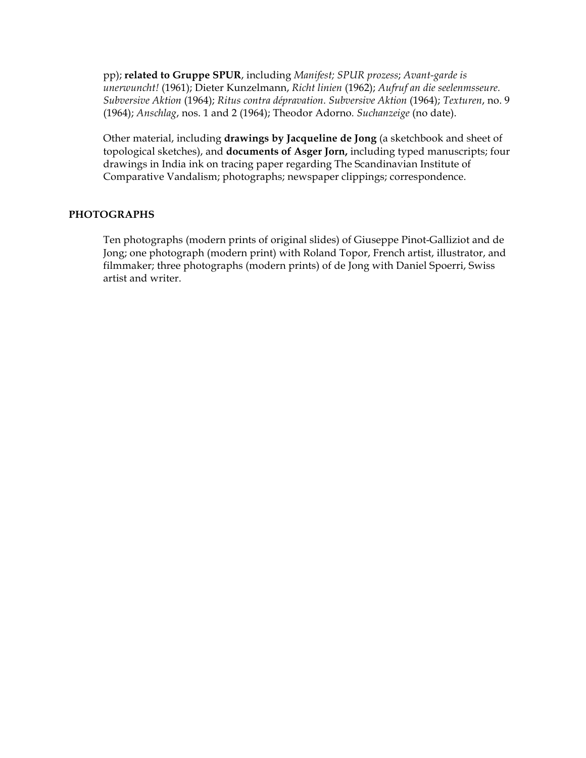pp); **related to Gruppe SPUR**, including *Manifest; SPUR prozess*; *Avant-garde is unerwuncht!* (1961); Dieter Kunzelmann, *Richt linien* (1962); *Aufruf an die seelenmsseure. Subversive Aktion* (1964); *Ritus contra dépravation. Subversive Aktion* (1964); *Texturen*, no. 9 (1964); *Anschlag*, nos. 1 and 2 (1964); Theodor Adorno. *Suchanzeige* (no date).

Other material, including **drawings by Jacqueline de Jong** (a sketchbook and sheet of topological sketches), and **documents of Asger Jorn,** including typed manuscripts; four drawings in India ink on tracing paper regarding The Scandinavian Institute of Comparative Vandalism; photographs; newspaper clippings; correspondence.

**PHOTOGRAPHS**

Ten photographs (modern prints of original slides) of Giuseppe Pinot-Galliziot and de Jong; one photograph (modern print) with Roland Topor, French artist, illustrator, and filmmaker; three photographs (modern prints) of de Jong with Daniel Spoerri, Swiss artist and writer.